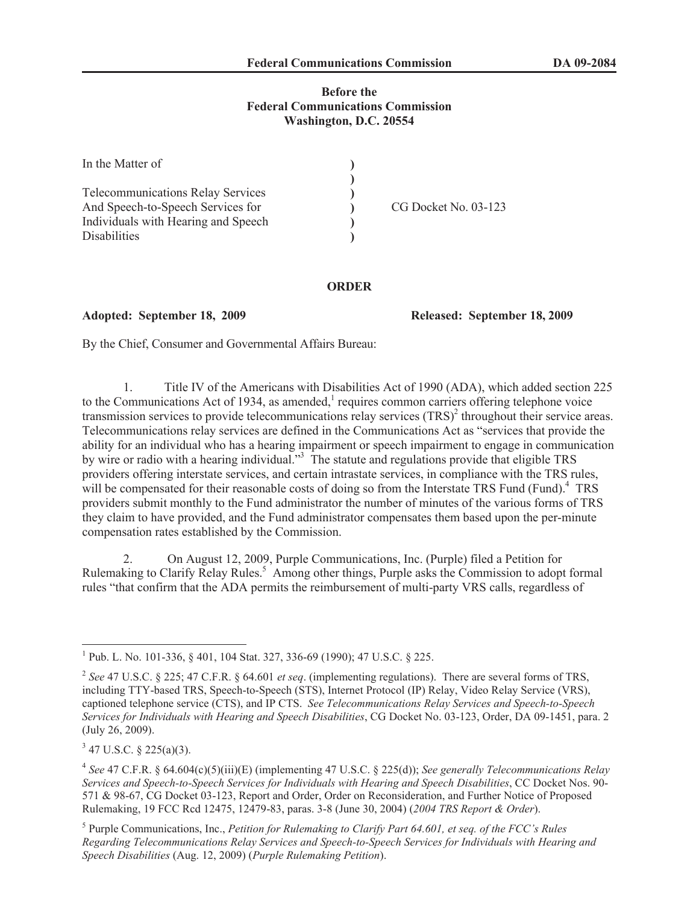**Before the**
**Federal Communications Commission**
**Washington, D.C. 20554**

| | | |
|---|---|---|
| In the Matter of | ) | |
| | ) | |
| Telecommunications Relay Services | ) | |
| And Speech-to-Speech Services for | ) | CG Docket No. 03-123 |
| Individuals with Hearing and Speech | ) | |
| Disabilities | ) | |

## ORDER

**Adopted: September 18, 2009** **Released: September 18, 2009**

By the Chief, Consumer and Governmental Affairs Bureau:

1. Title IV of the Americans with Disabilities Act of 1990 (ADA), which added section 225 to the Communications Act of 1934, as amended,[1] requires common carriers offering telephone voice transmission services to provide telecommunications relay services (TRS)[2] throughout their service areas. Telecommunications relay services are defined in the Communications Act as "services that provide the ability for an individual who has a hearing impairment or speech impairment to engage in communication by wire or radio with a hearing individual."[3] The statute and regulations provide that eligible TRS providers offering interstate services, and certain intrastate services, in compliance with the TRS rules, will be compensated for their reasonable costs of doing so from the Interstate TRS Fund (Fund).[4] TRS providers submit monthly to the Fund administrator the number of minutes of the various forms of TRS they claim to have provided, and the Fund administrator compensates them based upon the per-minute compensation rates established by the Commission.

2. On August 12, 2009, Purple Communications, Inc. (Purple) filed a Petition for Rulemaking to Clarify Relay Rules.[5] Among other things, Purple asks the Commission to adopt formal rules "that confirm that the ADA permits the reimbursement of multi-party VRS calls, regardless of

---

[1] Pub. L. No. 101-336, § 401, 104 Stat. 327, 336-69 (1990); 47 U.S.C. § 225.

[2] *See* 47 U.S.C. § 225; 47 C.F.R. § 64.601 *et seq*. (implementing regulations). There are several forms of TRS, including TTY-based TRS, Speech-to-Speech (STS), Internet Protocol (IP) Relay, Video Relay Service (VRS), captioned telephone service (CTS), and IP CTS. *See Telecommunications Relay Services and Speech-to-Speech Services for Individuals with Hearing and Speech Disabilities*, CG Docket No. 03-123, Order, DA 09-1451, para. 2 (July 26, 2009).

[3] 47 U.S.C. § 225(a)(3).

[4] *See* 47 C.F.R. § 64.604(c)(5)(iii)(E) (implementing 47 U.S.C. § 225(d)); *See generally Telecommunications Relay Services and Speech-to-Speech Services for Individuals with Hearing and Speech Disabilities*, CC Docket Nos. 90-571 & 98-67, CG Docket 03-123, Report and Order, Order on Reconsideration, and Further Notice of Proposed Rulemaking, 19 FCC Rcd 12475, 12479-83, paras. 3-8 (June 30, 2004) (*2004 TRS Report & Order*).

[5] Purple Communications, Inc., *Petition for Rulemaking to Clarify Part 64.601, et seq. of the FCC's Rules Regarding Telecommunications Relay Services and Speech-to-Speech Services for Individuals with Hearing and Speech Disabilities* (Aug. 12, 2009) (*Purple Rulemaking Petition*).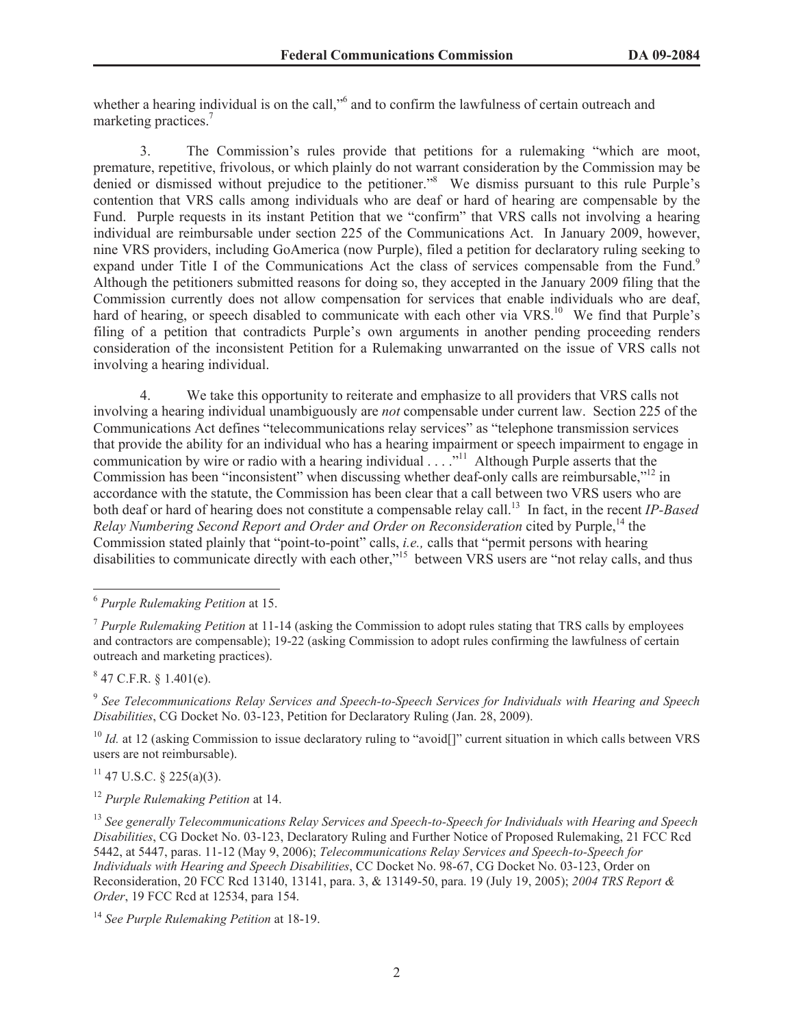whether a hearing individual is on the call,"[6] and to confirm the lawfulness of certain outreach and marketing practices.[7]

3. The Commission's rules provide that petitions for a rulemaking "which are moot, premature, repetitive, frivolous, or which plainly do not warrant consideration by the Commission may be denied or dismissed without prejudice to the petitioner."[8] We dismiss pursuant to this rule Purple's contention that VRS calls among individuals who are deaf or hard of hearing are compensable by the Fund. Purple requests in its instant Petition that we "confirm" that VRS calls not involving a hearing individual are reimbursable under section 225 of the Communications Act. In January 2009, however, nine VRS providers, including GoAmerica (now Purple), filed a petition for declaratory ruling seeking to expand under Title I of the Communications Act the class of services compensable from the Fund.[9] Although the petitioners submitted reasons for doing so, they accepted in the January 2009 filing that the Commission currently does not allow compensation for services that enable individuals who are deaf, hard of hearing, or speech disabled to communicate with each other via VRS.[10] We find that Purple's filing of a petition that contradicts Purple's own arguments in another pending proceeding renders consideration of the inconsistent Petition for a Rulemaking unwarranted on the issue of VRS calls not involving a hearing individual.

4. We take this opportunity to reiterate and emphasize to all providers that VRS calls not involving a hearing individual unambiguously are *not* compensable under current law. Section 225 of the Communications Act defines "telecommunications relay services" as "telephone transmission services that provide the ability for an individual who has a hearing impairment or speech impairment to engage in communication by wire or radio with a hearing individual . . . ."[11] Although Purple asserts that the Commission has been "inconsistent" when discussing whether deaf-only calls are reimbursable,"[12] in accordance with the statute, the Commission has been clear that a call between two VRS users who are both deaf or hard of hearing does not constitute a compensable relay call.[13] In fact, in the recent *IP-Based Relay Numbering Second Report and Order and Order on Reconsideration* cited by Purple,[14] the Commission stated plainly that "point-to-point" calls, *i.e.,* calls that "permit persons with hearing disabilities to communicate directly with each other,"[15] between VRS users are "not relay calls, and thus

---

[6] *Purple Rulemaking Petition* at 15.

[7] *Purple Rulemaking Petition* at 11-14 (asking the Commission to adopt rules stating that TRS calls by employees and contractors are compensable); 19-22 (asking Commission to adopt rules confirming the lawfulness of certain outreach and marketing practices).

[8] 47 C.F.R. § 1.401(e).

[9] *See Telecommunications Relay Services and Speech-to-Speech Services for Individuals with Hearing and Speech Disabilities*, CG Docket No. 03-123, Petition for Declaratory Ruling (Jan. 28, 2009).

[10] *Id.* at 12 (asking Commission to issue declaratory ruling to "avoid[]" current situation in which calls between VRS users are not reimbursable).

[11] 47 U.S.C. § 225(a)(3).

[12] *Purple Rulemaking Petition* at 14.

[13] *See generally Telecommunications Relay Services and Speech-to-Speech for Individuals with Hearing and Speech Disabilities*, CG Docket No. 03-123, Declaratory Ruling and Further Notice of Proposed Rulemaking, 21 FCC Rcd 5442, at 5447, paras. 11-12 (May 9, 2006); *Telecommunications Relay Services and Speech-to-Speech for Individuals with Hearing and Speech Disabilities*, CC Docket No. 98-67, CG Docket No. 03-123, Order on Reconsideration, 20 FCC Rcd 13140, 13141, para. 3, & 13149-50, para. 19 (July 19, 2005); *2004 TRS Report & Order*, 19 FCC Rcd at 12534, para 154.

[14] *See Purple Rulemaking Petition* at 18-19.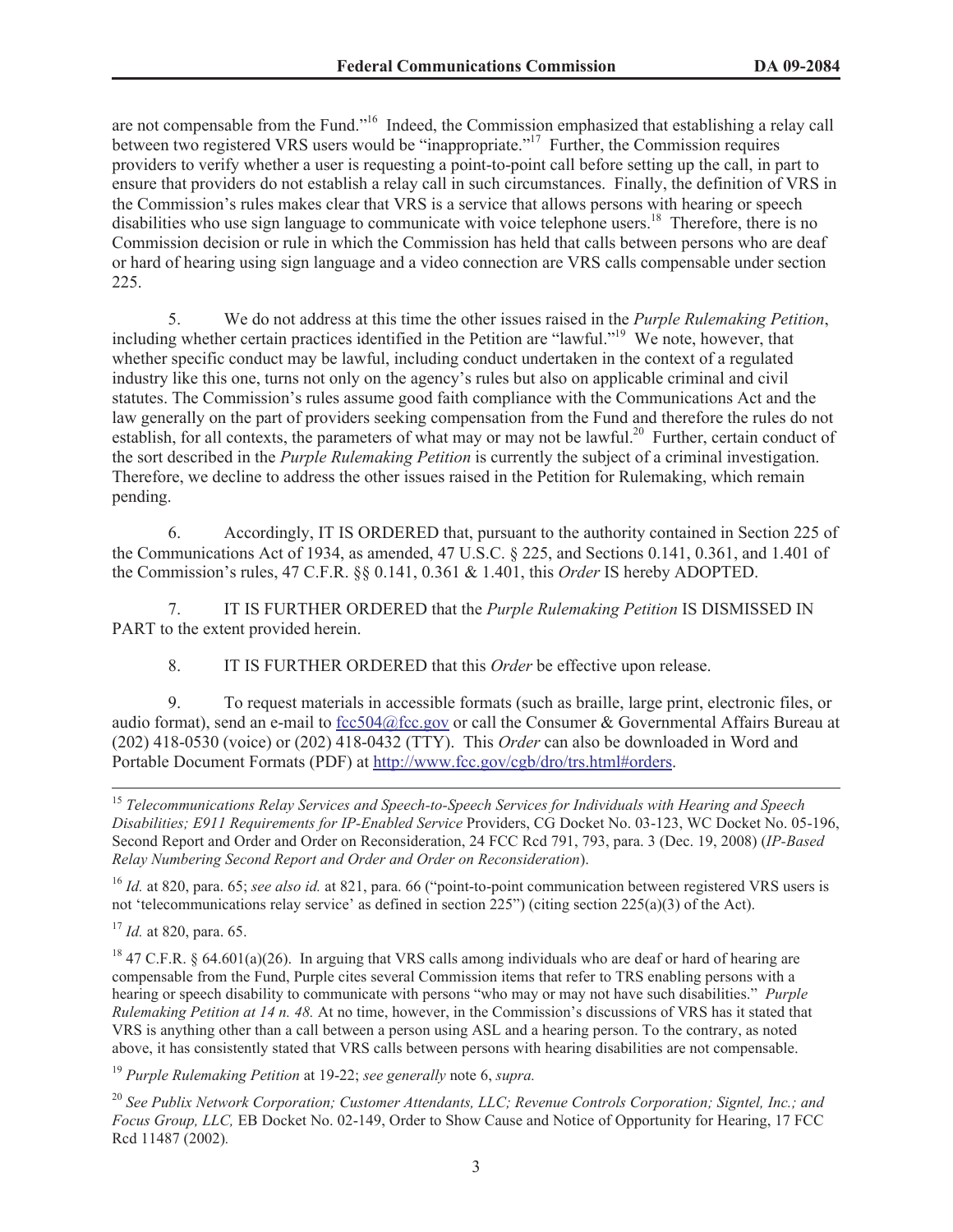are not compensable from the Fund."[16] Indeed, the Commission emphasized that establishing a relay call between two registered VRS users would be "inappropriate."[17] Further, the Commission requires providers to verify whether a user is requesting a point-to-point call before setting up the call, in part to ensure that providers do not establish a relay call in such circumstances. Finally, the definition of VRS in the Commission's rules makes clear that VRS is a service that allows persons with hearing or speech disabilities who use sign language to communicate with voice telephone users.[18] Therefore, there is no Commission decision or rule in which the Commission has held that calls between persons who are deaf or hard of hearing using sign language and a video connection are VRS calls compensable under section 225.

5. We do not address at this time the other issues raised in the *Purple Rulemaking Petition*, including whether certain practices identified in the Petition are "lawful."[19] We note, however, that whether specific conduct may be lawful, including conduct undertaken in the context of a regulated industry like this one, turns not only on the agency's rules but also on applicable criminal and civil statutes. The Commission's rules assume good faith compliance with the Communications Act and the law generally on the part of providers seeking compensation from the Fund and therefore the rules do not establish, for all contexts, the parameters of what may or may not be lawful.[20] Further, certain conduct of the sort described in the *Purple Rulemaking Petition* is currently the subject of a criminal investigation. Therefore, we decline to address the other issues raised in the Petition for Rulemaking, which remain pending.

6. Accordingly, IT IS ORDERED that, pursuant to the authority contained in Section 225 of the Communications Act of 1934, as amended, 47 U.S.C. § 225, and Sections 0.141, 0.361, and 1.401 of the Commission's rules, 47 C.F.R. §§ 0.141, 0.361 & 1.401, this *Order* IS hereby ADOPTED.

7. IT IS FURTHER ORDERED that the *Purple Rulemaking Petition* IS DISMISSED IN PART to the extent provided herein.

8. IT IS FURTHER ORDERED that this *Order* be effective upon release.

9. To request materials in accessible formats (such as braille, large print, electronic files, or audio format), send an e-mail to fcc504@fcc.gov or call the Consumer & Governmental Affairs Bureau at (202) 418-0530 (voice) or (202) 418-0432 (TTY). This *Order* can also be downloaded in Word and Portable Document Formats (PDF) at http://www.fcc.gov/cgb/dro/trs.html#orders.

---

[15] *Telecommunications Relay Services and Speech-to-Speech Services for Individuals with Hearing and Speech Disabilities; E911 Requirements for IP-Enabled Service* Providers, CG Docket No. 03-123, WC Docket No. 05-196, Second Report and Order and Order on Reconsideration, 24 FCC Rcd 791, 793, para. 3 (Dec. 19, 2008) (*IP-Based Relay Numbering Second Report and Order and Order on Reconsideration*).

[16] *Id.* at 820, para. 65; *see also id.* at 821, para. 66 ("point-to-point communication between registered VRS users is not 'telecommunications relay service' as defined in section 225") (citing section 225(a)(3) of the Act).

[17] *Id.* at 820, para. 65.

[18] 47 C.F.R. § 64.601(a)(26). In arguing that VRS calls among individuals who are deaf or hard of hearing are compensable from the Fund, Purple cites several Commission items that refer to TRS enabling persons with a hearing or speech disability to communicate with persons "who may or may not have such disabilities." *Purple Rulemaking Petition at 14 n. 48.* At no time, however, in the Commission's discussions of VRS has it stated that VRS is anything other than a call between a person using ASL and a hearing person. To the contrary, as noted above, it has consistently stated that VRS calls between persons with hearing disabilities are not compensable.

[19] *Purple Rulemaking Petition* at 19-22; *see generally* note 6, *supra.*

[20] *See Publix Network Corporation; Customer Attendants, LLC; Revenue Controls Corporation; Signtel, Inc.; and Focus Group, LLC,* EB Docket No. 02-149, Order to Show Cause and Notice of Opportunity for Hearing, 17 FCC Rcd 11487 (2002).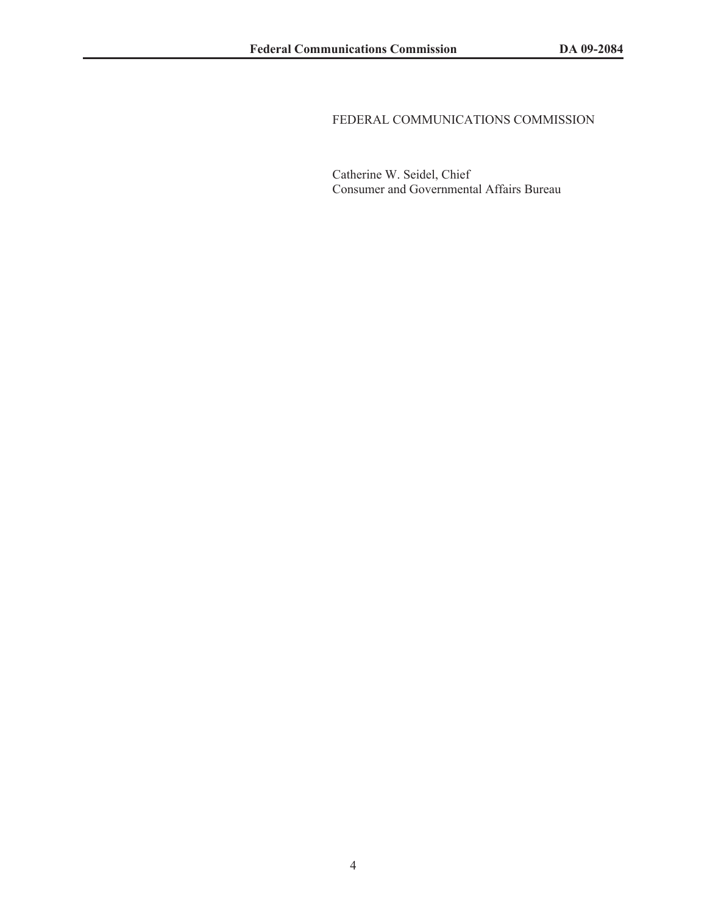FEDERAL COMMUNICATIONS COMMISSION

Catherine W. Seidel, Chief
Consumer and Governmental Affairs Bureau